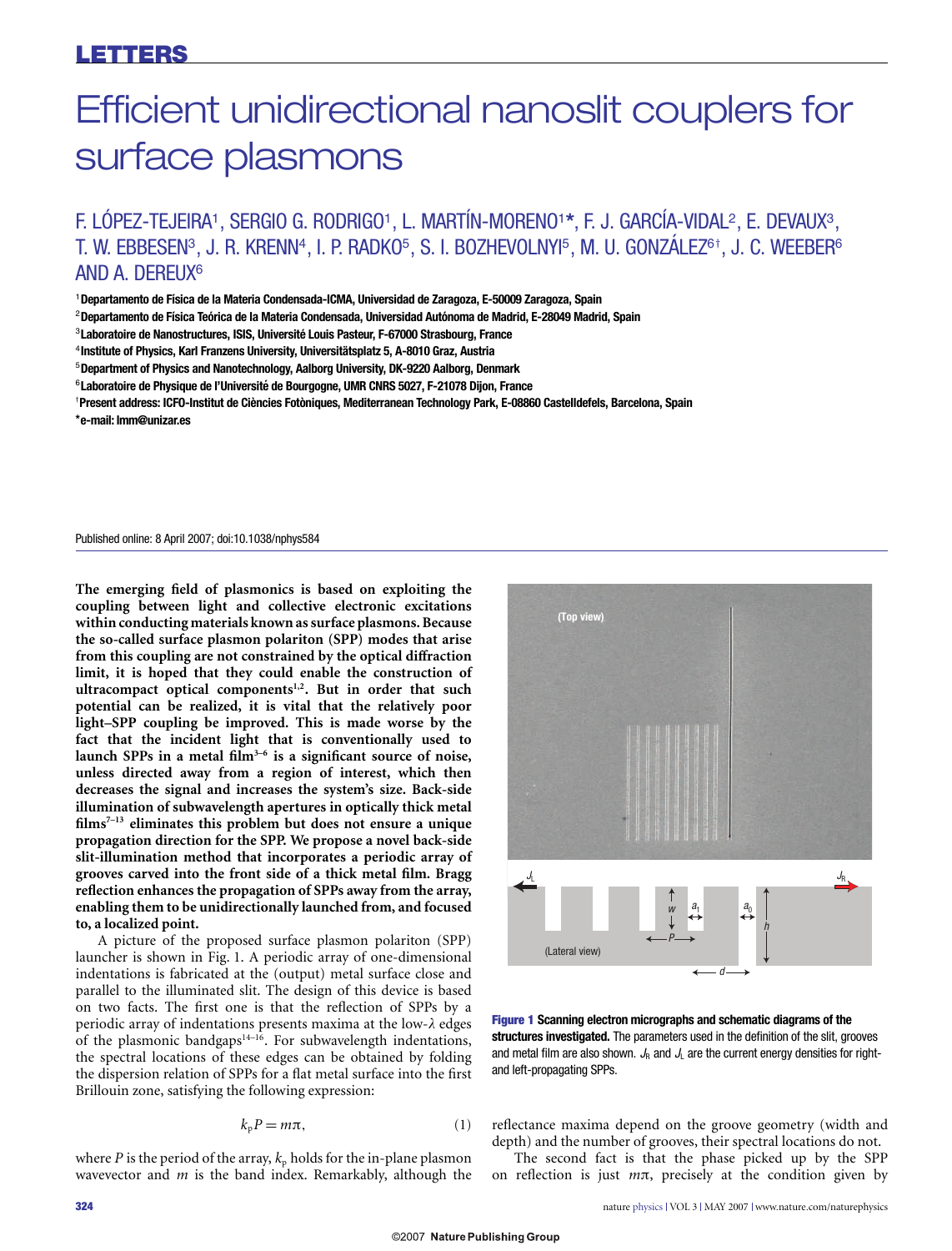LETTERS

# Efficient unidirectional nanoslit couplers for surface plasmons

F. LÓPEZ-TEJEIRA[1], SERGIO G. RODRIGO[1], L. MARTÍN-MORENO[1*], F. J. GARCÍA-VIDAL[2], E. DEVAUX[3], T. W. EBBESEN[3], J. R. KRENN[4], I. P. RADKO[5], S. I. BOZHEVOLNYI[5], M. U. GONZÁLEZ[6†], J. C. WEEBER[6] AND A. DEREUX[6]

[1]Departamento de Física de la Materia Condensada-ICMA, Universidad de Zaragoza, E-50009 Zaragoza, Spain
[2]Departamento de Física Teórica de la Materia Condensada, Universidad Autónoma de Madrid, E-28049 Madrid, Spain
[3]Laboratoire de Nanostructures, ISIS, Université Louis Pasteur, F-67000 Strasbourg, France
[4]Institute of Physics, Karl Franzens University, Universitätsplatz 5, A-8010 Graz, Austria
[5]Department of Physics and Nanotechnology, Aalborg University, DK-9220 Aalborg, Denmark
[6]Laboratoire de Physique de l'Université de Bourgogne, UMR CNRS 5027, F-21078 Dijon, France
[†]Present address: ICFO-Institut de Ciències Fotòniques, Mediterranean Technology Park, E-08860 Castelldefels, Barcelona, Spain
*e-mail: lmm@unizar.es

Published online: 8 April 2007; doi:10.1038/nphys584

**The emerging field of plasmonics is based on exploiting the coupling between light and collective electronic excitations within conducting materials known as surface plasmons. Because the so-called surface plasmon polariton (SPP) modes that arise from this coupling are not constrained by the optical diffraction limit, it is hoped that they could enable the construction of ultracompact optical components[1,2]. But in order that such potential can be realized, it is vital that the relatively poor light–SPP coupling be improved. This is made worse by the fact that the incident light that is conventionally used to launch SPPs in a metal film[3–6] is a significant source of noise, unless directed away from a region of interest, which then decreases the signal and increases the system's size. Back-side illumination of subwavelength apertures in optically thick metal films[7–13] eliminates this problem but does not ensure a unique propagation direction for the SPP. We propose a novel back-side slit-illumination method that incorporates a periodic array of grooves carved into the front side of a thick metal film. Bragg reflection enhances the propagation of SPPs away from the array, enabling them to be unidirectionally launched from, and focused to, a localized point.**

A picture of the proposed surface plasmon polariton (SPP) launcher is shown in Fig. 1. A periodic array of one-dimensional indentations is fabricated at the (output) metal surface close and parallel to the illuminated slit. The design of this device is based on two facts. The first one is that the reflection of SPPs by a periodic array of indentations presents maxima at the low-$\lambda$ edges of the plasmonic bandgaps[14–16]. For subwavelength indentations, the spectral locations of these edges can be obtained by folding the dispersion relation of SPPs for a flat metal surface into the first Brillouin zone, satisfying the following expression:

$$k_p P = m\pi, \qquad (1)$$

where $P$ is the period of the array, $k_p$ holds for the in-plane plasmon wavevector and $m$ is the band index. Remarkably, although the reflectance maxima depend on the groove geometry (width and depth) and the number of grooves, their spectral locations do not.

The second fact is that the phase picked up by the SPP on reflection is just $m\pi$, precisely at the condition given by

(Top view)

$J_L$

$J_R$

$w$

$a_1$

$a_0$

$h$

$P$

(Lateral view)

$d$

**Figure 1** **Scanning electron micrographs and schematic diagrams of the structures investigated.** The parameters used in the definition of the slit, grooves and metal film are also shown. $J_R$ and $J_L$ are the current energy densities for right- and left-propagating SPPs.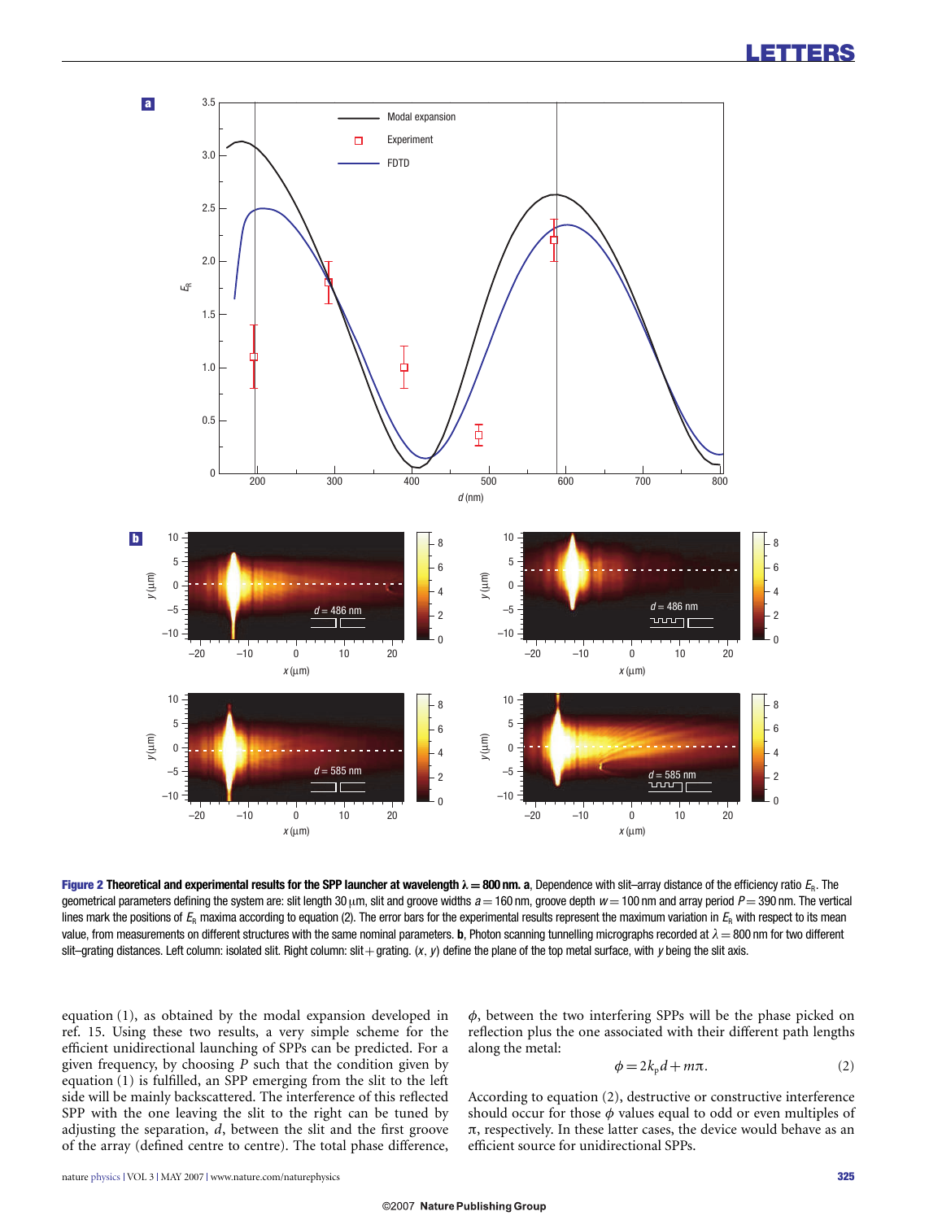**Figure 2 Theoretical and experimental results for the SPP launcher at wavelength $\lambda = 800$ nm. a**, Dependence with slit–array distance of the efficiency ratio $E_R$. The geometrical parameters defining the system are: slit length 30 μm, slit and groove widths $a = 160$ nm, groove depth $w = 100$ nm and array period $P = 390$ nm. The vertical lines mark the positions of $E_R$ maxima according to equation (2). The error bars for the experimental results represent the maximum variation in $E_R$ with respect to its mean value, from measurements on different structures with the same nominal parameters. **b**, Photon scanning tunnelling micrographs recorded at $\lambda = 800$ nm for two different slit–grating distances. Left column: isolated slit. Right column: slit + grating. ($x$, $y$) define the plane of the top metal surface, with $y$ being the slit axis.

equation (1), as obtained by the modal expansion developed in ref. 15. Using these two results, a very simple scheme for the efficient unidirectional launching of SPPs can be predicted. For a given frequency, by choosing $P$ such that the condition given by equation (1) is fulfilled, an SPP emerging from the slit to the left side will be mainly backscattered. The interference of this reflected SPP with the one leaving the slit to the right can be tuned by adjusting the separation, $d$, between the slit and the first groove of the array (defined centre to centre). The total phase difference, $\phi$, between the two interfering SPPs will be the phase picked on reflection plus the one associated with their different path lengths along the metal:

$$\phi = 2k_p d + m\pi. \tag{2}$$

According to equation (2), destructive or constructive interference should occur for those $\phi$ values equal to odd or even multiples of $\pi$, respectively. In these latter cases, the device would behave as an efficient source for unidirectional SPPs.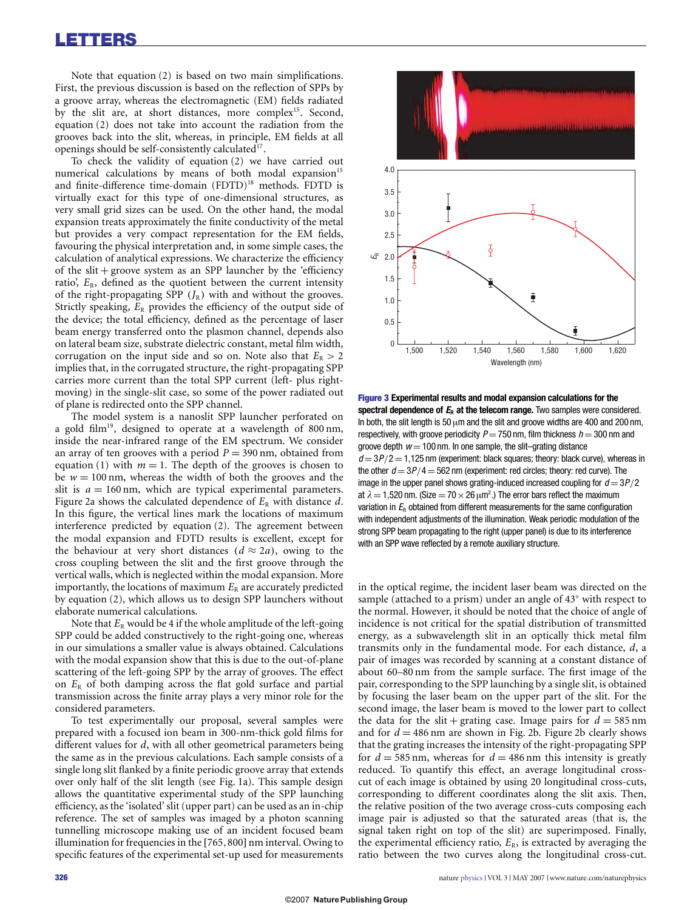Note that equation (2) is based on two main simplifications. First, the previous discussion is based on the reflection of SPPs by a groove array, whereas the electromagnetic (EM) fields radiated by the slit are, at short distances, more complex[15]. Second, equation (2) does not take into account the radiation from the grooves back into the slit, whereas, in principle, EM fields at all openings should be self-consistently calculated[17].

To check the validity of equation (2) we have carried out numerical calculations by means of both modal expansion[15] and finite-difference time-domain (FDTD)[18] methods. FDTD is virtually exact for this type of one-dimensional structures, as very small grid sizes can be used. On the other hand, the modal expansion treats approximately the finite conductivity of the metal but provides a very compact representation for the EM fields, favouring the physical interpretation and, in some simple cases, the calculation of analytical expressions. We characterize the efficiency of the slit + groove system as an SPP launcher by the 'efficiency ratio', $E_R$, defined as the quotient between the current intensity of the right-propagating SPP ($J_R$) with and without the grooves. Strictly speaking, $E_R$ provides the efficiency of the output side of the device; the total efficiency, defined as the percentage of laser beam energy transferred onto the plasmon channel, depends also on lateral beam size, substrate dielectric constant, metal film width, corrugation on the input side and so on. Note also that $E_R > 2$ implies that, in the corrugated structure, the right-propagating SPP carries more current than the total SPP current (left- plus right-moving) in the single-slit case, so some of the power radiated out of plane is redirected onto the SPP channel.

The model system is a nanoslit SPP launcher perforated on a gold film[19], designed to operate at a wavelength of 800 nm, inside the near-infrared range of the EM spectrum. We consider an array of ten grooves with a period $P = 390$ nm, obtained from equation (1) with $m = 1$. The depth of the grooves is chosen to be $w = 100$ nm, whereas the width of both the grooves and the slit is $a = 160$ nm, which are typical experimental parameters. Figure 2a shows the calculated dependence of $E_R$ with distance $d$. In this figure, the vertical lines mark the locations of maximum interference predicted by equation (2). The agreement between the modal expansion and FDTD results is excellent, except for the behaviour at very short distances ($d \approx 2a$), owing to the cross coupling between the slit and the first groove through the vertical walls, which is neglected within the modal expansion. More importantly, the locations of maximum $E_R$ are accurately predicted by equation (2), which allows us to design SPP launchers without elaborate numerical calculations.

Note that $E_R$ would be 4 if the whole amplitude of the left-going SPP could be added constructively to the right-going one, whereas in our simulations a smaller value is always obtained. Calculations with the modal expansion show that this is due to the out-of-plane scattering of the left-going SPP by the array of grooves. The effect on $E_R$ of both damping across the flat gold surface and partial transmission across the finite array plays a very minor role for the considered parameters.

To test experimentally our proposal, several samples were prepared with a focused ion beam in 300-nm-thick gold films for different values for $d$, with all other geometrical parameters being the same as in the previous calculations. Each sample consists of a single long slit flanked by a finite periodic groove array that extends over only half of the slit length (see Fig. 1a). This sample design allows the quantitative experimental study of the SPP launching efficiency, as the 'isolated' slit (upper part) can be used as an in-chip reference. The set of samples was imaged by a photon scanning tunnelling microscope making use of an incident focused beam illumination for frequencies in the [765, 800] nm interval. Owing to specific features of the experimental set-up used for measurements in the optical regime, the incident laser beam was directed on the sample (attached to a prism) under an angle of 43° with respect to the normal. However, it should be noted that the choice of angle of incidence is not critical for the spatial distribution of transmitted energy, as a subwavelength slit in an optically thick metal film transmits only in the fundamental mode. For each distance, $d$, a pair of images was recorded by scanning at a constant distance of about 60–80 nm from the sample surface. The first image of the pair, corresponding to the SPP launching by a single slit, is obtained by focusing the laser beam on the upper part of the slit. For the second image, the laser beam is moved to the lower part to collect the data for the slit + grating case. Image pairs for $d = 585$ nm and for $d = 486$ nm are shown in Fig. 2b. Figure 2b clearly shows that the grating increases the intensity of the right-propagating SPP for $d = 585$ nm, whereas for $d = 486$ nm this intensity is greatly reduced. To quantify this effect, an average longitudinal cross-cut of each image is obtained by using 20 longitudinal cross-cuts, corresponding to different coordinates along the slit axis. Then, the relative position of the two average cross-cuts composing each image pair is adjusted so that the saturated areas (that is, the signal taken right on top of the slit) are superimposed. Finally, the experimental efficiency ratio, $E_R$, is extracted by averaging the ratio between the two curves along the longitudinal cross-cut.

**Figure 3 Experimental results and modal expansion calculations for the spectral dependence of $E_R$ at the telecom range.** Two samples were considered. In both, the slit length is 50 μm and the slit and groove widths are 400 and 200 nm, respectively, with groove periodicity $P = 750$ nm, film thickness $h = 300$ nm and groove depth $w = 100$ nm. In one sample, the slit–grating distance $d = 3P/2 = 1{,}125$ nm (experiment: black squares; theory: black curve), whereas in the other $d = 3P/4 = 562$ nm (experiment: red circles; theory: red curve). The image in the upper panel shows grating-induced increased coupling for $d = 3P/2$ at $\lambda = 1{,}520$ nm. (Size $= 70 \times 26$ μm$^2$.) The error bars reflect the maximum variation in $E_R$ obtained from different measurements for the same configuration with independent adjustments of the illumination. Weak periodic modulation of the strong SPP beam propagating to the right (upper panel) is due to its interference with an SPP wave reflected by a remote auxiliary structure.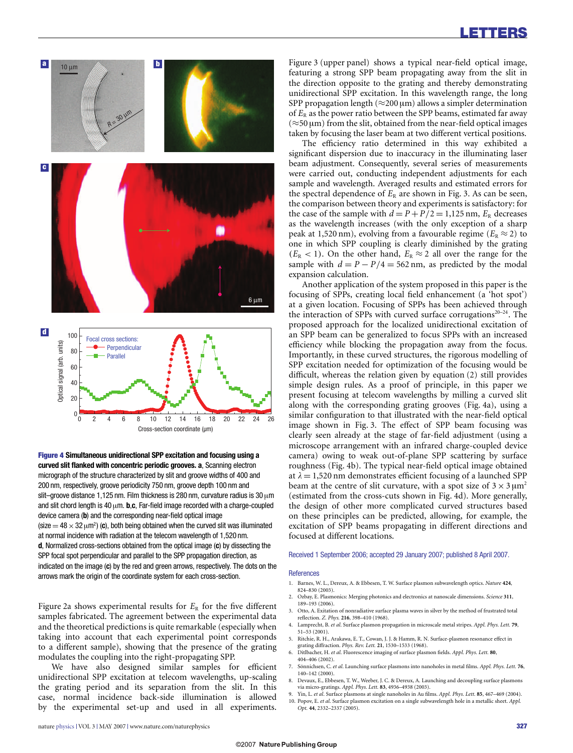**Figure 4 Simultaneous unidirectional SPP excitation and focusing using a curved slit flanked with concentric periodic grooves. a**, Scanning electron micrograph of the structure characterized by slit and groove widths of 400 and 200 nm, respectively, groove periodicity 750 nm, groove depth 100 nm and slit–groove distance 1,125 nm. Film thickness is 280 nm, curvature radius is 30 μm and slit chord length is 40 μm. **b**,**c**, Far-field image recorded with a charge-coupled device camera (**b**) and the corresponding near-field optical image (size = 48 × 32 μm$^2$) (**c**), both being obtained when the curved slit was illuminated at normal incidence with radiation at the telecom wavelength of 1,520 nm. **d**, Normalized cross-sections obtained from the optical image (**c**) by dissecting the SPP focal spot perpendicular and parallel to the SPP propagation direction, as indicated on the image (**c**) by the red and green arrows, respectively. The dots on the arrows mark the origin of the coordinate system for each cross-section.

Figure 2a shows experimental results for $E_R$ for the five different samples fabricated. The agreement between the experimental data and the theoretical predictions is quite remarkable (especially when taking into account that each experimental point corresponds to a different sample), showing that the presence of the grating modulates the coupling into the right-propagating SPP.

We have also designed similar samples for efficient unidirectional SPP excitation at telecom wavelengths, up-scaling the grating period and its separation from the slit. In this case, normal incidence back-side illumination is allowed by the experimental set-up and used in all experiments. Figure 3 (upper panel) shows a typical near-field optical image, featuring a strong SPP beam propagating away from the slit in the direction opposite to the grating and thereby demonstrating unidirectional SPP excitation. In this wavelength range, the long SPP propagation length (≈200 μm) allows a simpler determination of $E_R$ as the power ratio between the SPP beams, estimated far away (≈50 μm) from the slit, obtained from the near-field optical images taken by focusing the laser beam at two different vertical positions.

The efficiency ratio determined in this way exhibited a significant dispersion due to inaccuracy in the illuminating laser beam adjustment. Consequently, several series of measurements were carried out, conducting independent adjustments for each sample and wavelength. Averaged results and estimated errors for the spectral dependence of $E_R$ are shown in Fig. 3. As can be seen, the comparison between theory and experiments is satisfactory: for the case of the sample with $d = P + P/2 = 1{,}125$ nm, $E_R$ decreases as the wavelength increases (with the only exception of a sharp peak at 1,520 nm), evolving from a favourable regime ($E_R \approx 2$) to one in which SPP coupling is clearly diminished by the grating ($E_R < 1$). On the other hand, $E_R \approx 2$ all over the range for the sample with $d = P - P/4 = 562$ nm, as predicted by the modal expansion calculation.

Another application of the system proposed in this paper is the focusing of SPPs, creating local field enhancement (a 'hot spot') at a given location. Focusing of SPPs has been achieved through the interaction of SPPs with curved surface corrugations[20–24]. The proposed approach for the localized unidirectional excitation of an SPP beam can be generalized to focus SPPs with an increased efficiency while blocking the propagation away from the focus. Importantly, in these curved structures, the rigorous modelling of SPP excitation needed for optimization of the focusing would be difficult, whereas the relation given by equation (2) still provides simple design rules. As a proof of principle, in this paper we present focusing at telecom wavelengths by milling a curved slit along with the corresponding grating grooves (Fig. 4a), using a similar configuration to that illustrated with the near-field optical image shown in Fig. 3. The effect of SPP beam focusing was clearly seen already at the stage of far-field adjustment (using a microscope arrangement with an infrared charge-coupled device camera) owing to weak out-of-plane SPP scattering by surface roughness (Fig. 4b). The typical near-field optical image obtained at $\lambda = 1{,}520$ nm demonstrates efficient focusing of a launched SPP beam at the centre of slit curvature, with a spot size of $3 \times 3\,\mu\text{m}^2$ (estimated from the cross-cuts shown in Fig. 4d). More generally, the design of other more complicated curved structures based on these principles can be predicted, allowing, for example, the excitation of SPP beams propagating in different directions and focused at different locations.

Received 1 September 2006; accepted 29 January 2007; published 8 April 2007.

## References

1. Barnes, W. L., Dereux, A. & Ebbesen, T. W. Surface plasmon subwavelength optics. *Nature* **424**, 824–830 (2003).
2. Ozbay, E. Plasmonics: Merging photonics and electronics at nanoscale dimensions. *Science* **311**, 189–193 (2006).
3. Otto, A. Excitation of nonradiative surface plasma waves in silver by the method of frustrated total reflection. *Z. Phys.* **216**, 398–410 (1968).
4. Lamprecht, B. *et al.* Surface plasmon propagation in microscale metal stripes. *Appl. Phys. Lett.* **79**, 51–53 (2001).
5. Ritchie, R. H., Arakawa, E. T., Cowan, J. J. & Hamm, R. N. Surface-plasmon resonance effect in grating diffraction. *Phys. Rev. Lett.* **21**, 1530–1533 (1968).
6. Ditlbacher, H. *et al.* Fluorescence imaging of surface plasmon fields. *Appl. Phys. Lett.* **80**, 404–406 (2002).
7. Sönnichsen, C. *et al.* Launching surface plasmons into nanoholes in metal films. *Appl. Phys. Lett.* **76**, 140–142 (2000).
8. Devaux, E., Ebbesen, T. W., Weeber, J. C. & Dereux, A. Launching and decoupling surface plasmons via micro-gratings. *Appl. Phys. Lett.* **83**, 4936–4938 (2003).
9. Yin, L. *et al.* Surface plasmons at single nanoholes in Au films. *Appl. Phys. Lett.* **85**, 467–469 (2004).
10. Popov, E. *et al.* Surface plasmon excitation on a single subwavelength hole in a metallic sheet. *Appl. Opt.* **44**, 2332–2337 (2005).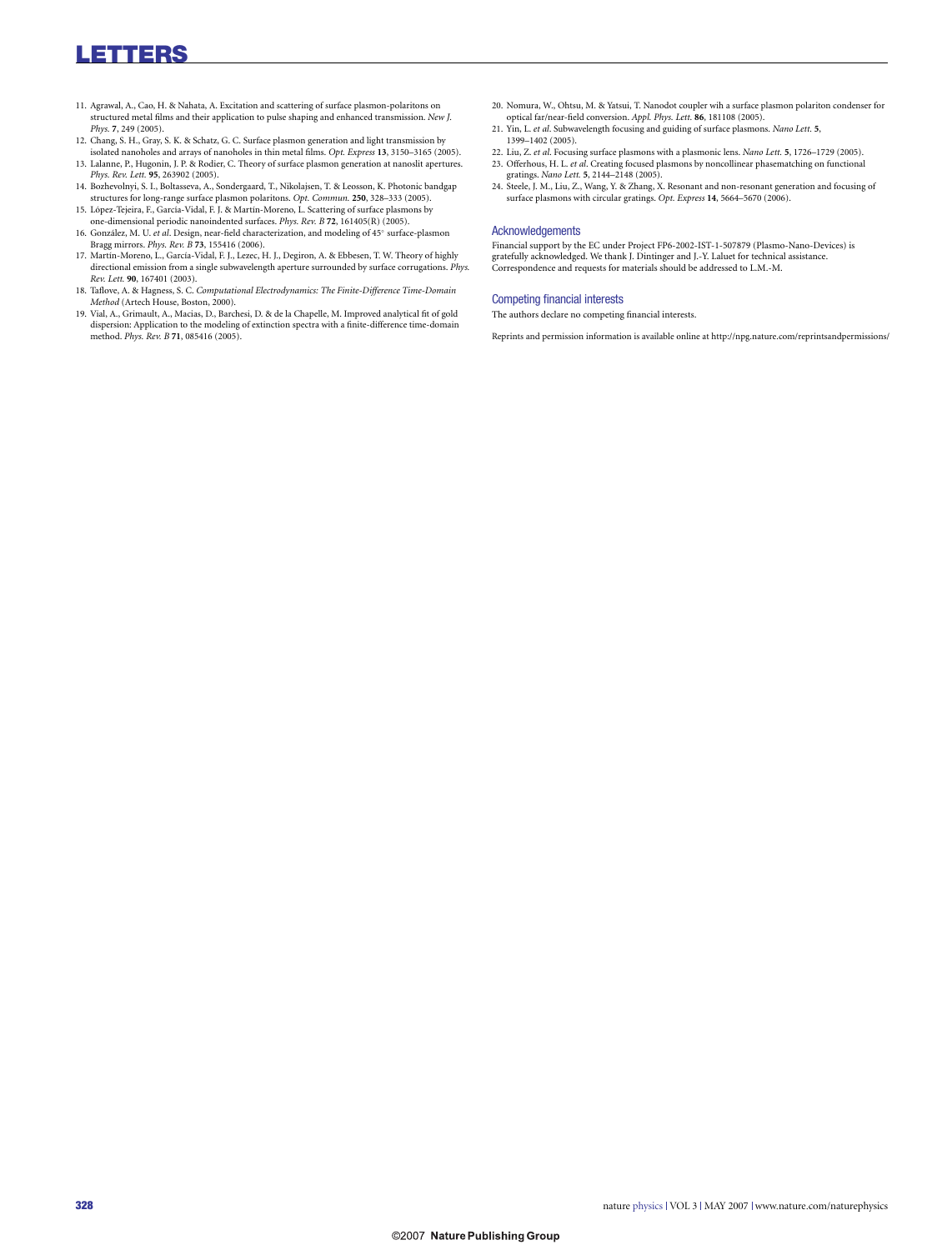11. Agrawal, A., Cao, H. & Nahata, A. Excitation and scattering of surface plasmon-polaritons on structured metal films and their application to pulse shaping and enhanced transmission. *New J. Phys.* **7**, 249 (2005).
12. Chang, S. H., Gray, S. K. & Schatz, G. C. Surface plasmon generation and light transmission by isolated nanoholes and arrays of nanoholes in thin metal films. *Opt. Express* **13**, 3150–3165 (2005).
13. Lalanne, P., Hugonin, J. P. & Rodier, C. Theory of surface plasmon generation at nanoslit apertures. *Phys. Rev. Lett.* **95**, 263902 (2005).
14. Bozhevolnyi, S. I., Boltasseva, A., Sondergaard, T., Nikolajsen, T. & Leosson, K. Photonic bandgap structures for long-range surface plasmon polaritons. *Opt. Commun.* **250**, 328–333 (2005).
15. López-Tejeira, F., García-Vidal, F. J. & Martín-Moreno, L. Scattering of surface plasmons by one-dimensional periodic nanoindented surfaces. *Phys. Rev. B* **72**, 161405(R) (2005).
16. González, M. U. *et al*. Design, near-field characterization, and modeling of 45° surface-plasmon Bragg mirrors. *Phys. Rev. B* **73**, 155416 (2006).
17. Martín-Moreno, L., García-Vidal, F. J., Lezec, H. J., Degiron, A. & Ebbesen, T. W. Theory of highly directional emission from a single subwavelength aperture surrounded by surface corrugations. *Phys. Rev. Lett.* **90**, 167401 (2003).
18. Taflove, A. & Hagness, S. C. *Computational Electrodynamics: The Finite-Difference Time-Domain Method* (Artech House, Boston, 2000).
19. Vial, A., Grimault, A., Macias, D., Barchesi, D. & de la Chapelle, M. Improved analytical fit of gold dispersion: Application to the modeling of extinction spectra with a finite-difference time-domain method. *Phys. Rev. B* **71**, 085416 (2005).
20. Nomura, W., Ohtsu, M. & Yatsui, T. Nanodot coupler wih a surface plasmon polariton condenser for optical far/near-field conversion. *Appl. Phys. Lett.* **86**, 181108 (2005).
21. Yin, L. *et al*. Subwavelength focusing and guiding of surface plasmons. *Nano Lett.* **5**, 1399–1402 (2005).
22. Liu, Z. *et al*. Focusing surface plasmons with a plasmonic lens. *Nano Lett.* **5**, 1726–1729 (2005).
23. Offerhous, H. L. *et al*. Creating focused plasmons by noncollinear phasematching on functional gratings. *Nano Lett.* **5**, 2144–2148 (2005).
24. Steele, J. M., Liu, Z., Wang, Y. & Zhang, X. Resonant and non-resonant generation and focusing of surface plasmons with circular gratings. *Opt. Express* **14**, 5664–5670 (2006).

## Acknowledgements

Financial support by the EC under Project FP6-2002-IST-1-507879 (Plasmo-Nano-Devices) is gratefully acknowledged. We thank J. Dintinger and J.-Y. Laluet for technical assistance. Correspondence and requests for materials should be addressed to L.M.-M.

## Competing financial interests

The authors declare no competing financial interests.

Reprints and permission information is available online at http://npg.nature.com/reprintsandpermissions/